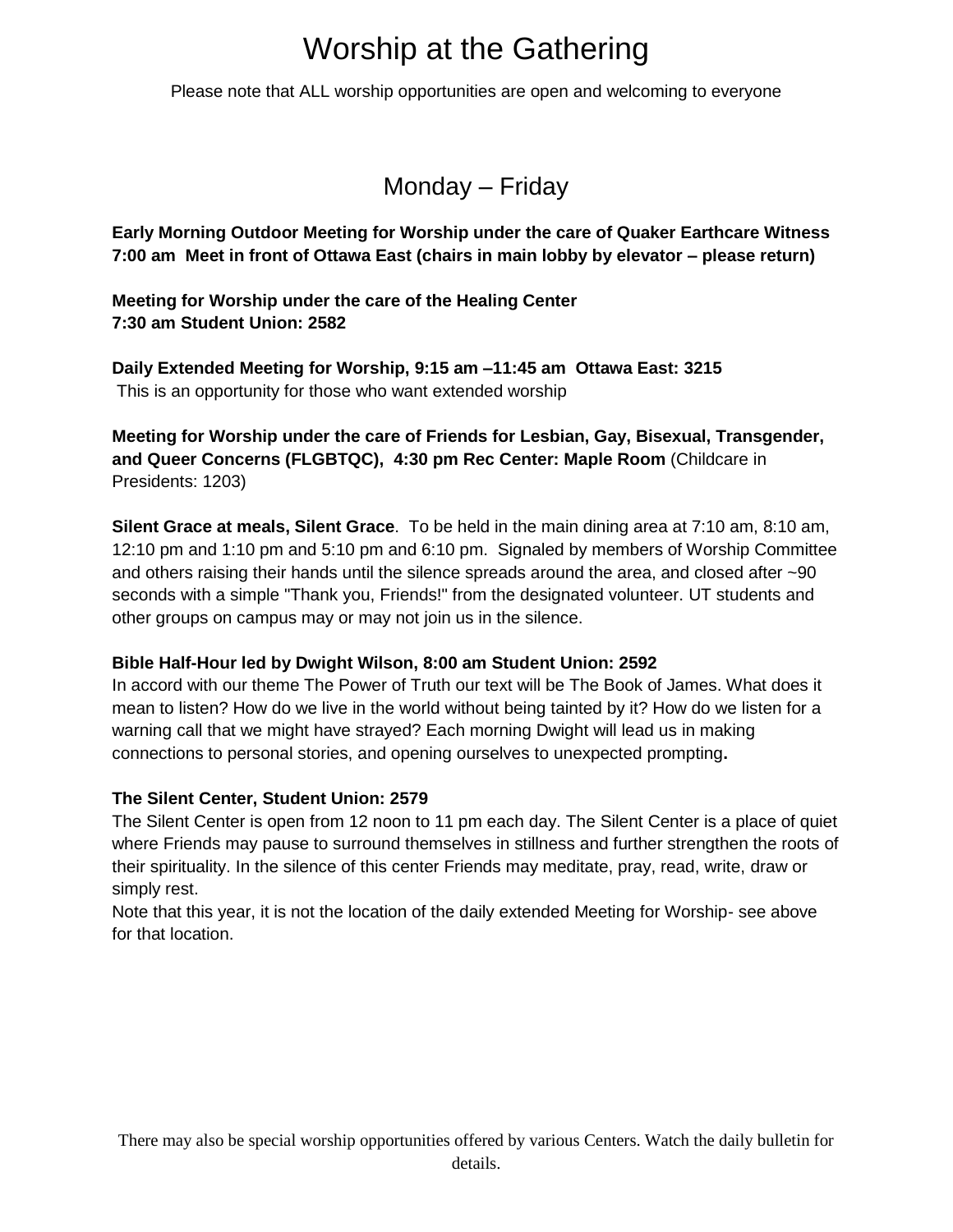# Worship at the Gathering

Please note that ALL worship opportunities are open and welcoming to everyone

## Monday – Friday

**Early Morning Outdoor Meeting for Worship under the care of Quaker Earthcare Witness**
**7:00 am Meet in front of Ottawa East (chairs in main lobby by elevator – please return)**

**Meeting for Worship under the care of the Healing Center**
**7:30 am Student Union: 2582**

**Daily Extended Meeting for Worship, 9:15 am –11:45 am Ottawa East: 3215**
This is an opportunity for those who want extended worship

**Meeting for Worship under the care of Friends for Lesbian, Gay, Bisexual, Transgender, and Queer Concerns (FLGBTQC), 4:30 pm Rec Center: Maple Room** (Childcare in Presidents: 1203)

**Silent Grace at meals, Silent Grace**. To be held in the main dining area at 7:10 am, 8:10 am, 12:10 pm and 1:10 pm and 5:10 pm and 6:10 pm. Signaled by members of Worship Committee and others raising their hands until the silence spreads around the area, and closed after ~90 seconds with a simple "Thank you, Friends!" from the designated volunteer. UT students and other groups on campus may or may not join us in the silence.

**Bible Half-Hour led by Dwight Wilson, 8:00 am Student Union: 2592**
In accord with our theme The Power of Truth our text will be The Book of James. What does it mean to listen? How do we live in the world without being tainted by it? How do we listen for a warning call that we might have strayed? Each morning Dwight will lead us in making connections to personal stories, and opening ourselves to unexpected prompting**.**

**The Silent Center, Student Union: 2579**
The Silent Center is open from 12 noon to 11 pm each day. The Silent Center is a place of quiet where Friends may pause to surround themselves in stillness and further strengthen the roots of their spirituality. In the silence of this center Friends may meditate, pray, read, write, draw or simply rest.
Note that this year, it is not the location of the daily extended Meeting for Worship- see above for that location.

There may also be special worship opportunities offered by various Centers. Watch the daily bulletin for details.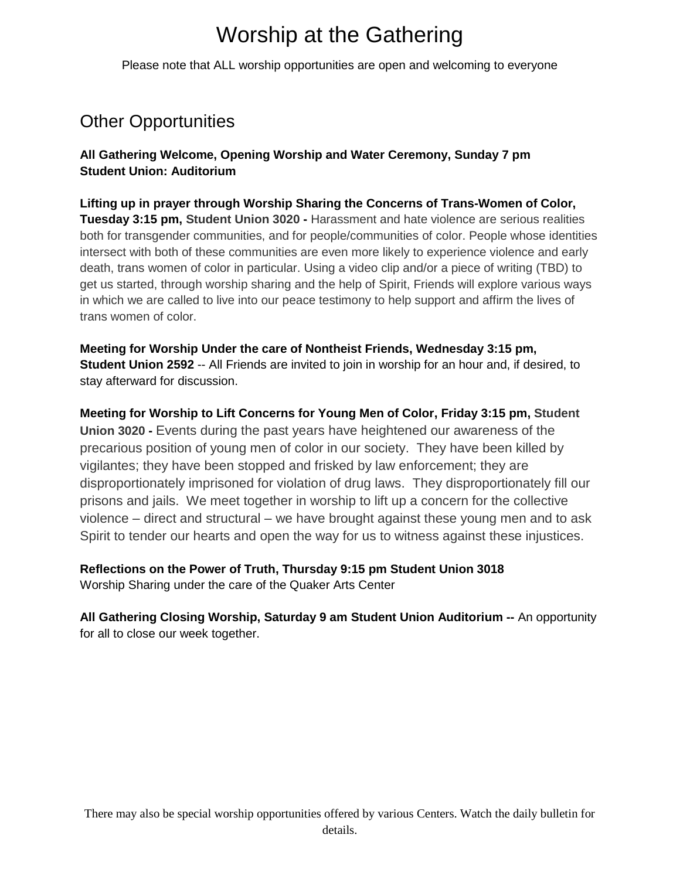# Worship at the Gathering

Please note that ALL worship opportunities are open and welcoming to everyone

## Other Opportunities

**All Gathering Welcome, Opening Worship and Water Ceremony, Sunday 7 pm**
**Student Union: Auditorium**

**Lifting up in prayer through Worship Sharing the Concerns of Trans-Women of Color, Tuesday 3:15 pm, Student Union 3020 -** Harassment and hate violence are serious realities both for transgender communities, and for people/communities of color. People whose identities intersect with both of these communities are even more likely to experience violence and early death, trans women of color in particular. Using a video clip and/or a piece of writing (TBD) to get us started, through worship sharing and the help of Spirit, Friends will explore various ways in which we are called to live into our peace testimony to help support and affirm the lives of trans women of color.

**Meeting for Worship Under the care of Nontheist Friends, Wednesday 3:15 pm, Student Union 2592** -- All Friends are invited to join in worship for an hour and, if desired, to stay afterward for discussion.

**Meeting for Worship to Lift Concerns for Young Men of Color, Friday 3:15 pm, Student Union 3020 -** Events during the past years have heightened our awareness of the precarious position of young men of color in our society. They have been killed by vigilantes; they have been stopped and frisked by law enforcement; they are disproportionately imprisoned for violation of drug laws. They disproportionately fill our prisons and jails. We meet together in worship to lift up a concern for the collective violence – direct and structural – we have brought against these young men and to ask Spirit to tender our hearts and open the way for us to witness against these injustices.

**Reflections on the Power of Truth, Thursday 9:15 pm Student Union 3018**
Worship Sharing under the care of the Quaker Arts Center

**All Gathering Closing Worship, Saturday 9 am Student Union Auditorium --** An opportunity for all to close our week together.

There may also be special worship opportunities offered by various Centers. Watch the daily bulletin for details.